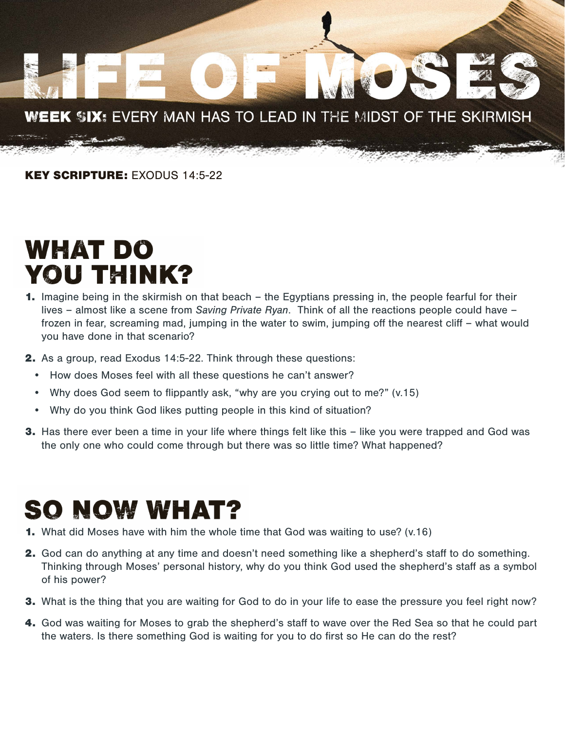# LIFE OF MOSES

## WEEK SIX: EVERY MAN HAS TO LEAD IN THE MIDST OF THE SKIRMISH

**KEY SCRIPTURE:** EXODUS 14:5-22

## WHAT DO YOU THINK?

1. Imagine being in the skirmish on that beach – the Egyptians pressing in, the people fearful for their lives – almost like a scene from *Saving Private Ryan*. Think of all the reactions people could have – frozen in fear, screaming mad, jumping in the water to swim, jumping off the nearest cliff – what would you have done in that scenario?
2. As a group, read Exodus 14:5-22. Think through these questions:
   - How does Moses feel with all these questions he can't answer?
   - Why does God seem to flippantly ask, "why are you crying out to me?" (v.15)
   - Why do you think God likes putting people in this kind of situation?
3. Has there ever been a time in your life where things felt like this – like you were trapped and God was the only one who could come through but there was so little time? What happened?

## SO NOW WHAT?

1. What did Moses have with him the whole time that God was waiting to use? (v.16)
2. God can do anything at any time and doesn't need something like a shepherd's staff to do something. Thinking through Moses' personal history, why do you think God used the shepherd's staff as a symbol of his power?
3. What is the thing that you are waiting for God to do in your life to ease the pressure you feel right now?
4. God was waiting for Moses to grab the shepherd's staff to wave over the Red Sea so that he could part the waters. Is there something God is waiting for you to do first so He can do the rest?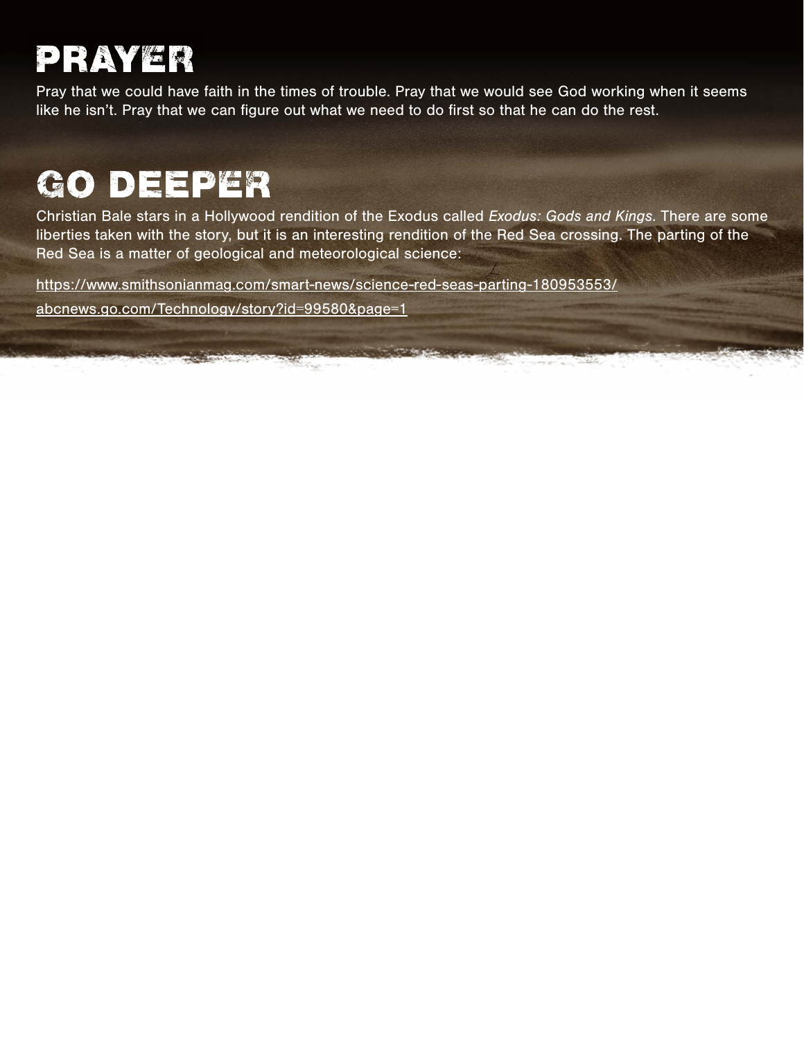# PRAYER

Pray that we could have faith in the times of trouble. Pray that we would see God working when it seems like he isn't. Pray that we can figure out what we need to do first so that he can do the rest.

# GO DEEPER

Christian Bale stars in a Hollywood rendition of the Exodus called *Exodus: Gods and Kings*. There are some liberties taken with the story, but it is an interesting rendition of the Red Sea crossing. The parting of the Red Sea is a matter of geological and meteorological science:

https://www.smithsonianmag.com/smart-news/science-red-seas-parting-180953553/

abcnews.go.com/Technology/story?id=99580&page=1